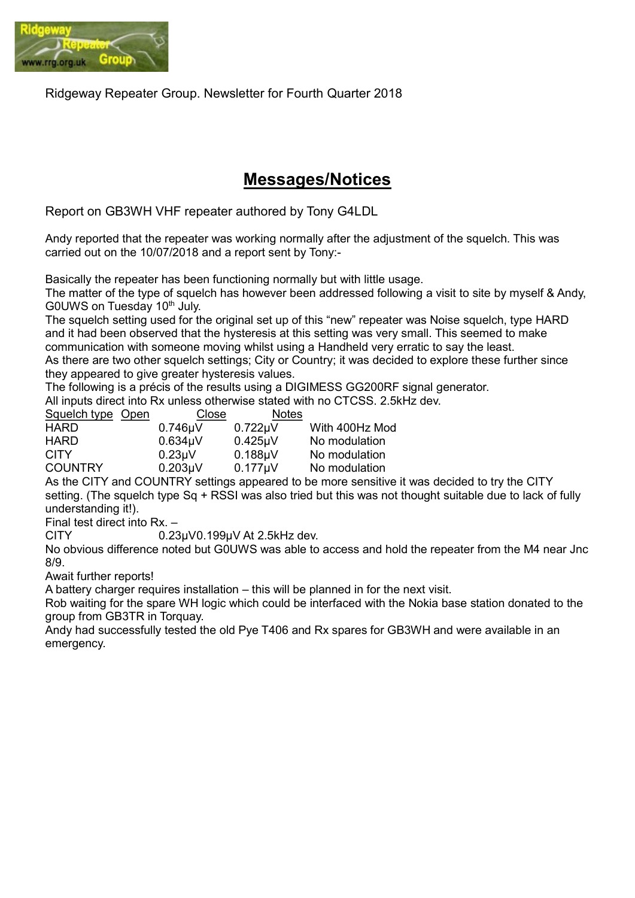Ridgeway Repeater Group. Newsletter for Fourth Quarter 2018

# Messages/Notices

Report on GB3WH VHF repeater authored by Tony G4LDL

Andy reported that the repeater was working normally after the adjustment of the squelch. This was carried out on the 10/07/2018 and a report sent by Tony:-

Basically the repeater has been functioning normally but with little usage.
The matter of the type of squelch has however been addressed following a visit to site by myself & Andy, G0UWS on Tuesday 10th July.
The squelch setting used for the original set up of this "new" repeater was Noise squelch, type HARD and it had been observed that the hysteresis at this setting was very small. This seemed to make communication with someone moving whilst using a Handheld very erratic to say the least.
As there are two other squelch settings; City or Country; it was decided to explore these further since they appeared to give greater hysteresis values.
The following is a précis of the results using a DIGIMESS GG200RF signal generator.
All inputs direct into Rx unless otherwise stated with no CTCSS. 2.5kHz dev.

| Squelch type | Open | Close | Notes |
|---|---|---|---|
| HARD | 0.746μV | 0.722μV | With 400Hz Mod |
| HARD | 0.634μV | 0.425μV | No modulation |
| CITY | 0.23μV | 0.188μV | No modulation |
| COUNTRY | 0.203μV | 0.177μV | No modulation |

As the CITY and COUNTRY settings appeared to be more sensitive it was decided to try the CITY setting. (The squelch type Sq + RSSI was also tried but this was not thought suitable due to lack of fully understanding it!).
Final test direct into Rx. –
CITY 0.23μV0.199μV At 2.5kHz dev.
No obvious difference noted but G0UWS was able to access and hold the repeater from the M4 near Jnc 8/9.
Await further reports!
A battery charger requires installation – this will be planned in for the next visit.
Rob waiting for the spare WH logic which could be interfaced with the Nokia base station donated to the group from GB3TR in Torquay.
Andy had successfully tested the old Pye T406 and Rx spares for GB3WH and were available in an emergency.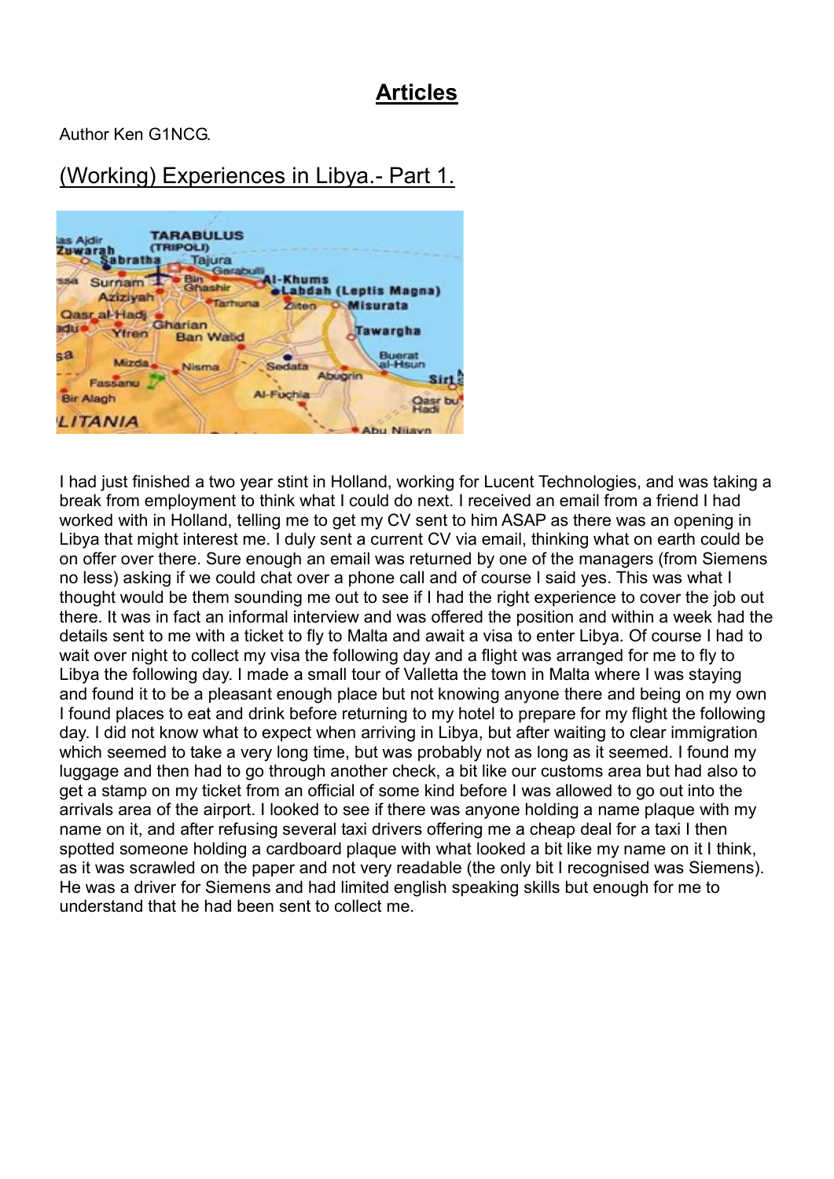# Articles

Author Ken G1NCG.

## (Working) Experiences in Libya.- Part 1.

I had just finished a two year stint in Holland, working for Lucent Technologies, and was taking a break from employment to think what I could do next. I received an email from a friend I had worked with in Holland, telling me to get my CV sent to him ASAP as there was an opening in Libya that might interest me. I duly sent a current CV via email, thinking what on earth could be on offer over there. Sure enough an email was returned by one of the managers (from Siemens no less) asking if we could chat over a phone call and of course I said yes. This was what I thought would be them sounding me out to see if I had the right experience to cover the job out there. It was in fact an informal interview and was offered the position and within a week had the details sent to me with a ticket to fly to Malta and await a visa to enter Libya. Of course I had to wait over night to collect my visa the following day and a flight was arranged for me to fly to Libya the following day. I made a small tour of Valletta the town in Malta where I was staying and found it to be a pleasant enough place but not knowing anyone there and being on my own I found places to eat and drink before returning to my hotel to prepare for my flight the following day. I did not know what to expect when arriving in Libya, but after waiting to clear immigration which seemed to take a very long time, but was probably not as long as it seemed. I found my luggage and then had to go through another check, a bit like our customs area but had also to get a stamp on my ticket from an official of some kind before I was allowed to go out into the arrivals area of the airport. I looked to see if there was anyone holding a name plaque with my name on it, and after refusing several taxi drivers offering me a cheap deal for a taxi I then spotted someone holding a cardboard plaque with what looked a bit like my name on it I think, as it was scrawled on the paper and not very readable (the only bit I recognised was Siemens). He was a driver for Siemens and had limited english speaking skills but enough for me to understand that he had been sent to collect me.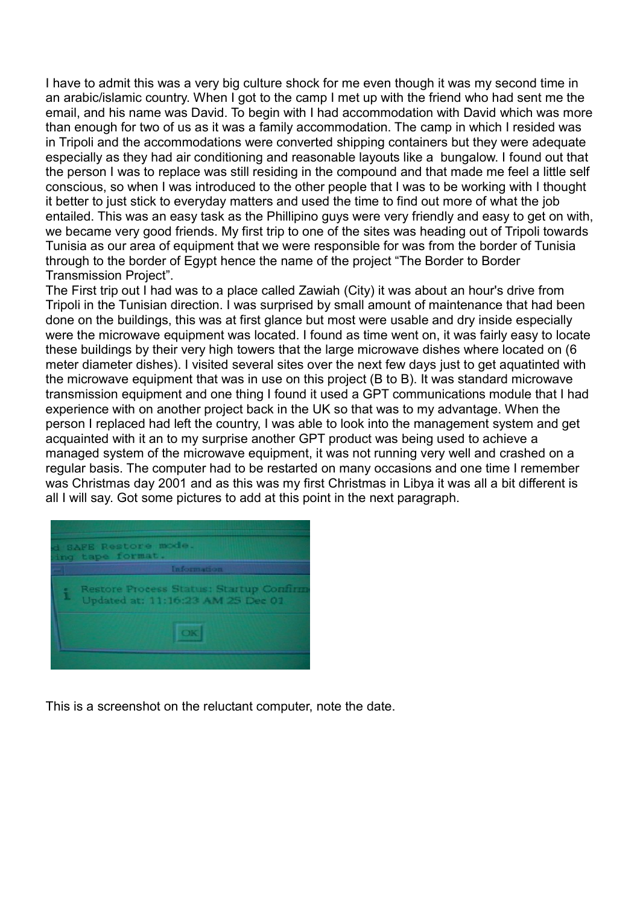I have to admit this was a very big culture shock for me even though it was my second time in an arabic/islamic country. When I got to the camp I met up with the friend who had sent me the email, and his name was David. To begin with I had accommodation with David which was more than enough for two of us as it was a family accommodation. The camp in which I resided was in Tripoli and the accommodations were converted shipping containers but they were adequate especially as they had air conditioning and reasonable layouts like a bungalow. I found out that the person I was to replace was still residing in the compound and that made me feel a little self conscious, so when I was introduced to the other people that I was to be working with I thought it better to just stick to everyday matters and used the time to find out more of what the job entailed. This was an easy task as the Phillipino guys were very friendly and easy to get on with, we became very good friends. My first trip to one of the sites was heading out of Tripoli towards Tunisia as our area of equipment that we were responsible for was from the border of Tunisia through to the border of Egypt hence the name of the project "The Border to Border Transmission Project".

The First trip out I had was to a place called Zawiah (City) it was about an hour's drive from Tripoli in the Tunisian direction. I was surprised by small amount of maintenance that had been done on the buildings, this was at first glance but most were usable and dry inside especially were the microwave equipment was located. I found as time went on, it was fairly easy to locate these buildings by their very high towers that the large microwave dishes where located on (6 meter diameter dishes). I visited several sites over the next few days just to get aquatinted with the microwave equipment that was in use on this project (B to B). It was standard microwave transmission equipment and one thing I found it used a GPT communications module that I had experience with on another project back in the UK so that was to my advantage. When the person I replaced had left the country, I was able to look into the management system and get acquainted with it an to my surprise another GPT product was being used to achieve a managed system of the microwave equipment, it was not running very well and crashed on a regular basis. The computer had to be restarted on many occasions and one time I remember was Christmas day 2001 and as this was my first Christmas in Libya it was all a bit different is all I will say. Got some pictures to add at this point in the next paragraph.

This is a screenshot on the reluctant computer, note the date.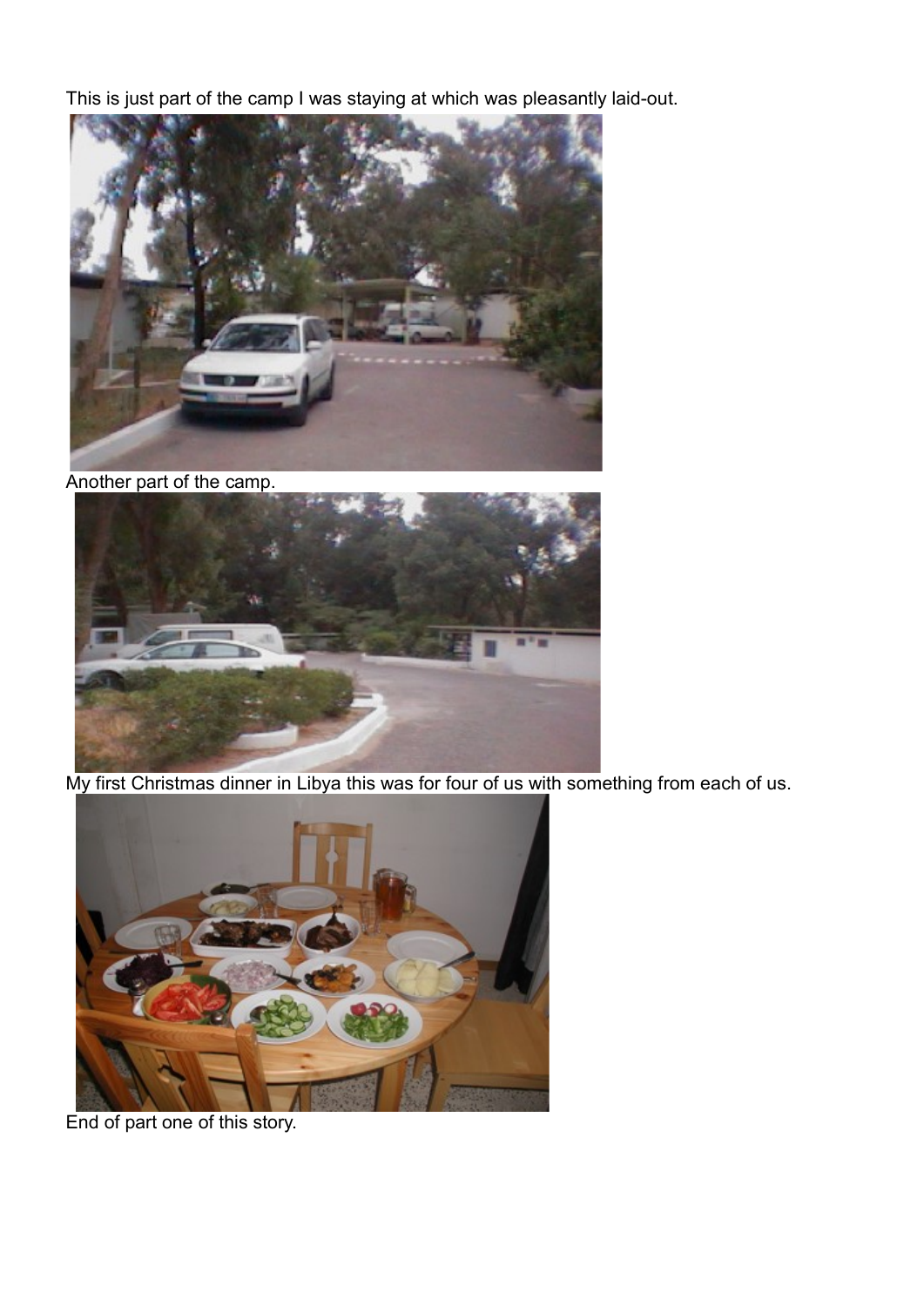This is just part of the camp I was staying at which was pleasantly laid-out.

Another part of the camp.

My first Christmas dinner in Libya this was for four of us with something from each of us.

End of part one of this story.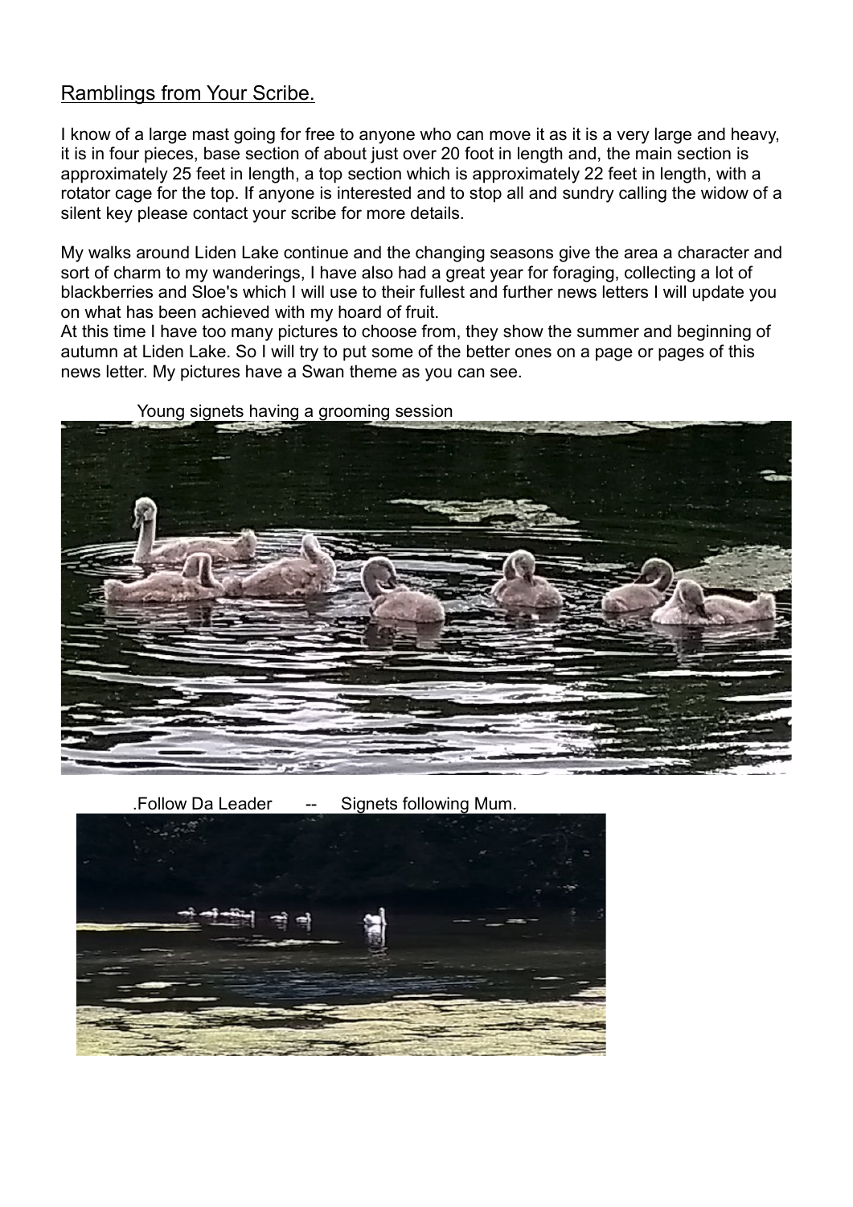## Ramblings from Your Scribe.

I know of a large mast going for free to anyone who can move it as it is a very large and heavy, it is in four pieces, base section of about just over 20 foot in length and, the main section is approximately 25 feet in length, a top section which is approximately 22 feet in length, with a rotator cage for the top. If anyone is interested and to stop all and sundry calling the widow of a silent key please contact your scribe for more details.

My walks around Liden Lake continue and the changing seasons give the area a character and sort of charm to my wanderings, I have also had a great year for foraging, collecting a lot of blackberries and Sloe's which I will use to their fullest and further news letters I will update you on what has been achieved with my hoard of fruit.
At this time I have too many pictures to choose from, they show the summer and beginning of autumn at Liden Lake. So I will try to put some of the better ones on a page or pages of this news letter. My pictures have a Swan theme as you can see.

Young signets having a grooming session

.Follow Da Leader -- Signets following Mum.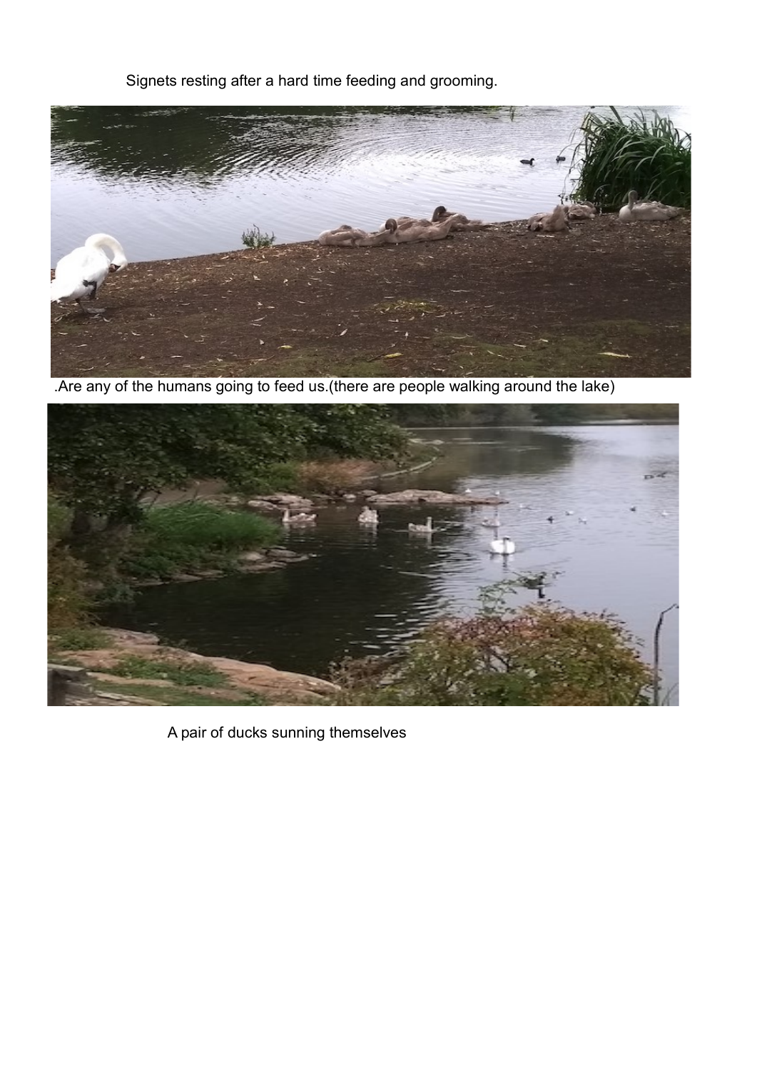Signets resting after a hard time feeding and grooming.

.Are any of the humans going to feed us.(there are people walking around the lake)

A pair of ducks sunning themselves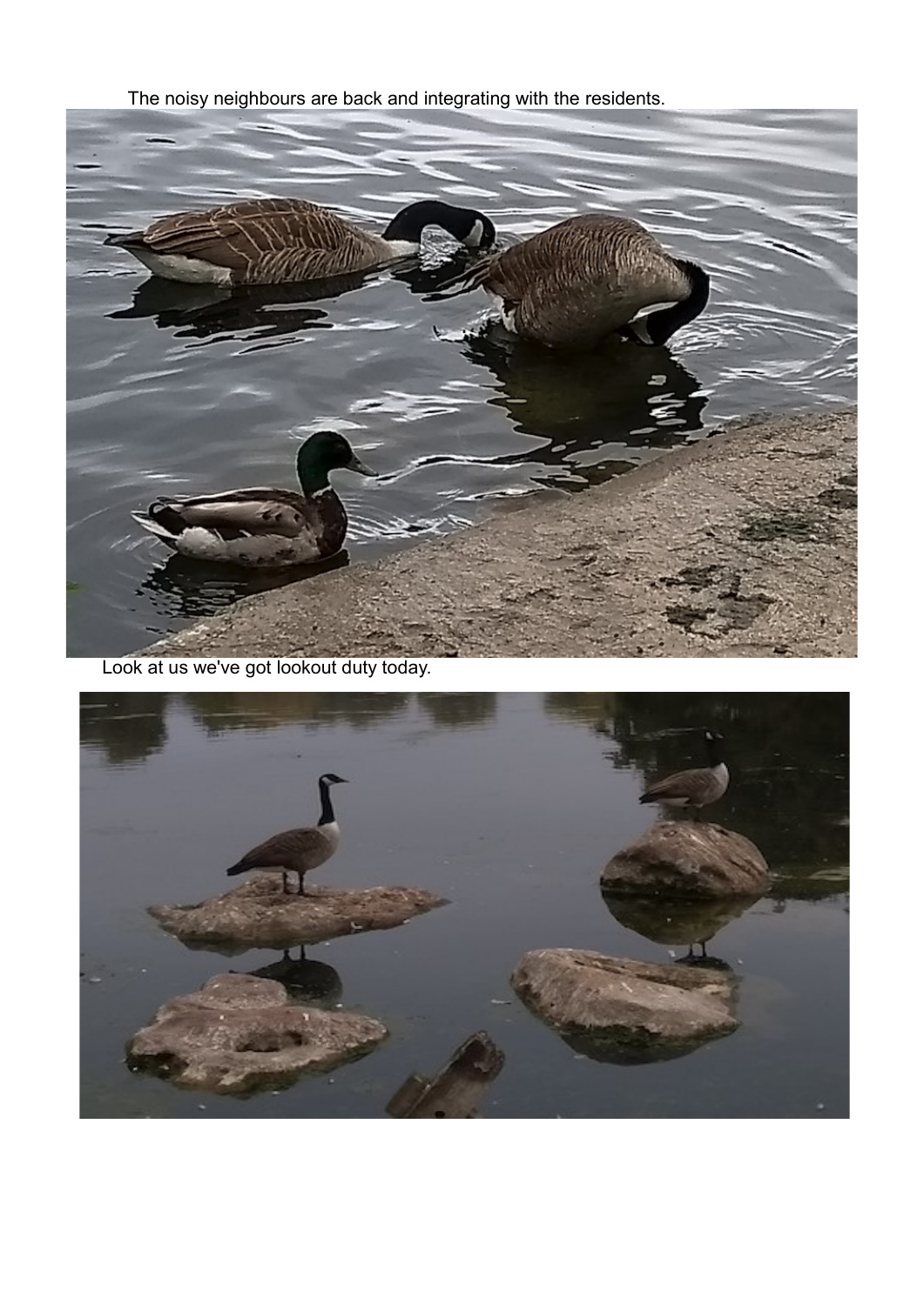The noisy neighbours are back and integrating with the residents.

Look at us we've got lookout duty today.